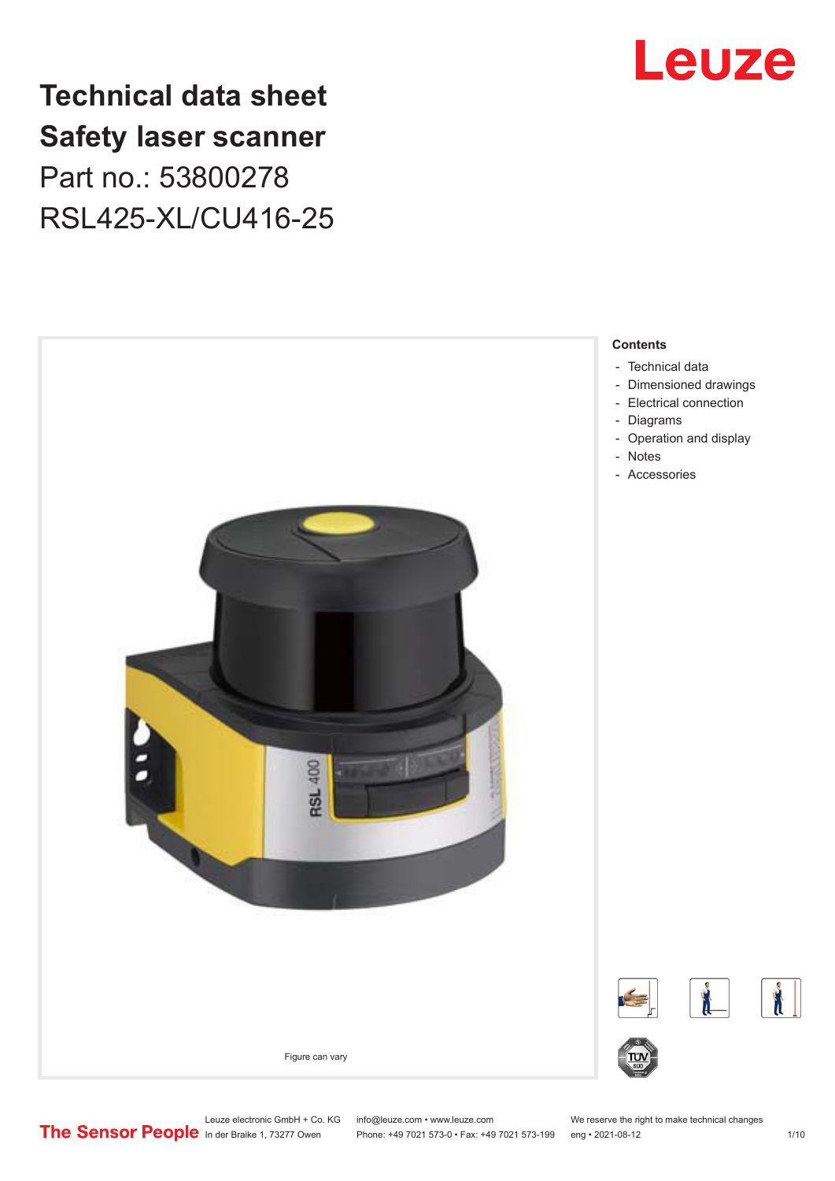# Technical data sheet
# Safety laser scanner
## Part no.: 53800278
## RSL425-XL/CU416-25

Figure can vary

**Contents**

- Technical data
- Dimensioned drawings
- Electrical connection
- Diagrams
- Operation and display
- Notes
- Accessories

Leuze electronic GmbH + Co. KG
In der Braike 1, 73277 Owen

info@leuze.com • www.leuze.com
Phone: +49 7021 573-0 • Fax: +49 7021 573-199

We reserve the right to make technical changes
eng • 2021-08-12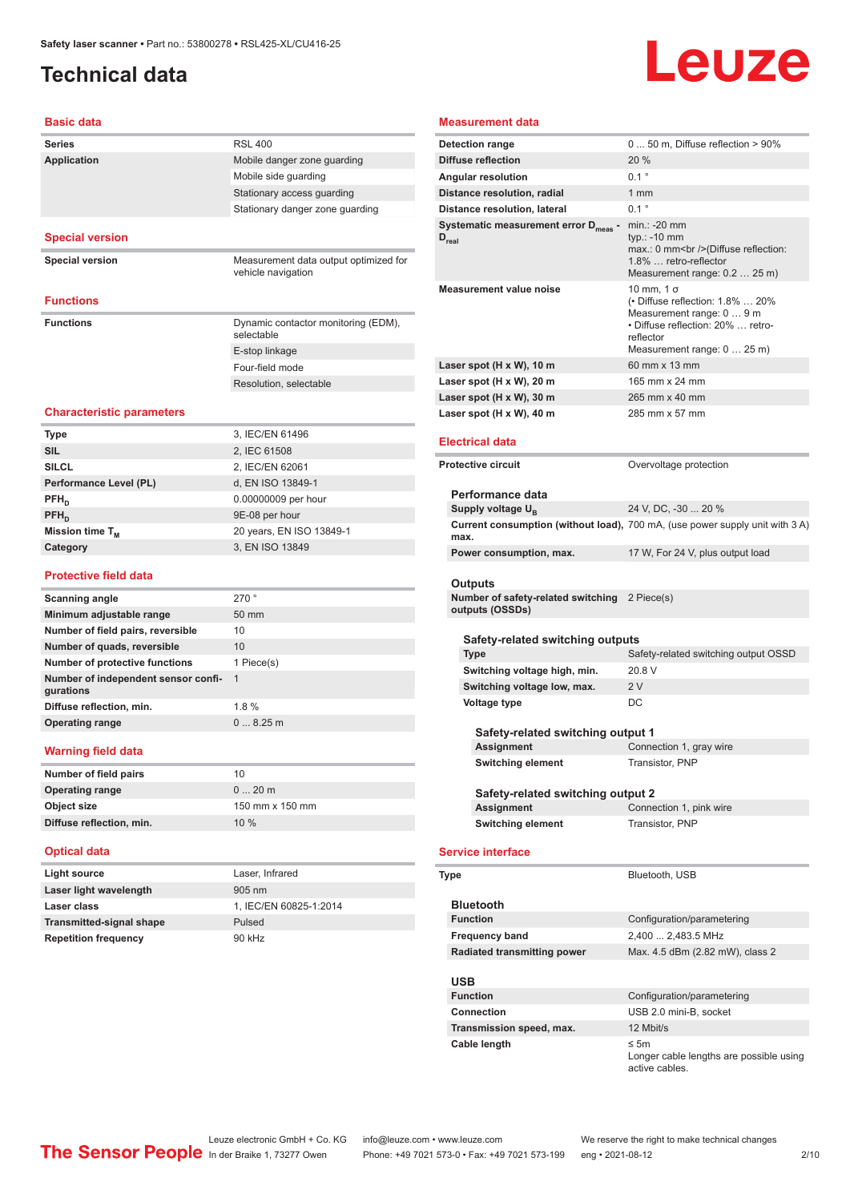# Technical data

## Basic data

| | |
|---|---|
| **Series** | RSL 400 |
| **Application** | Mobile danger zone guarding |
| | Mobile side guarding |
| | Stationary access guarding |
| | Stationary danger zone guarding |

## Special version

| | |
|---|---|
| **Special version** | Measurement data output optimized for vehicle navigation |

## Functions

| | |
|---|---|
| **Functions** | Dynamic contactor monitoring (EDM), selectable |
| | E-stop linkage |
| | Four-field mode |
| | Resolution, selectable |

## Characteristic parameters

| | |
|---|---|
| **Type** | 3, IEC/EN 61496 |
| **SIL** | 2, IEC 61508 |
| **SILCL** | 2, IEC/EN 62061 |
| **Performance Level (PL)** | d, EN ISO 13849-1 |
| **$PFH_D$** | 0.00000009 per hour |
| **$PFH_D$** | 9E-08 per hour |
| **Mission time $T_M$** | 20 years, EN ISO 13849-1 |
| **Category** | 3, EN ISO 13849 |

## Protective field data

| | |
|---|---|
| **Scanning angle** | 270 ° |
| **Minimum adjustable range** | 50 mm |
| **Number of field pairs, reversible** | 10 |
| **Number of quads, reversible** | 10 |
| **Number of protective functions** | 1 Piece(s) |
| **Number of independent sensor configurations** | 1 |
| **Diffuse reflection, min.** | 1.8 % |
| **Operating range** | 0 ... 8.25 m |

## Warning field data

| | |
|---|---|
| **Number of field pairs** | 10 |
| **Operating range** | 0 ... 20 m |
| **Object size** | 150 mm x 150 mm |
| **Diffuse reflection, min.** | 10 % |

## Optical data

| | |
|---|---|
| **Light source** | Laser, Infrared |
| **Laser light wavelength** | 905 nm |
| **Laser class** | 1, IEC/EN 60825-1:2014 |
| **Transmitted-signal shape** | Pulsed |
| **Repetition frequency** | 90 kHz |

## Measurement data

| | |
|---|---|
| **Detection range** | 0 ... 50 m, Diffuse reflection > 90% |
| **Diffuse reflection** | 20 % |
| **Angular resolution** | 0.1 ° |
| **Distance resolution, radial** | 1 mm |
| **Distance resolution, lateral** | 0.1 ° |
| **Systematic measurement error $D_{meas}$ - $D_{real}$** | min.: -20 mm<br>typ.: -10 mm<br>max.: 0 mm<br />(Diffuse reflection: 1.8% … retro-reflector<br>Measurement range: 0.2 … 25 m) |
| **Measurement value noise** | 10 mm, 1 σ<br>(• Diffuse reflection: 1.8% … 20%<br>Measurement range: 0 … 9 m<br>• Diffuse reflection: 20% … retro-reflector<br>Measurement range: 0 … 25 m) |
| **Laser spot (H x W), 10 m** | 60 mm x 13 mm |
| **Laser spot (H x W), 20 m** | 165 mm x 24 mm |
| **Laser spot (H x W), 30 m** | 265 mm x 40 mm |
| **Laser spot (H x W), 40 m** | 285 mm x 57 mm |

## Electrical data

| | |
|---|---|
| **Protective circuit** | Overvoltage protection |

### Performance data

| | |
|---|---|
| **Supply voltage $U_B$** | 24 V, DC, -30 ... 20 % |
| **Current consumption (without load), max.** | 700 mA, (use power supply unit with 3 A) |
| **Power consumption, max.** | 17 W, For 24 V, plus output load |

### Outputs

| | |
|---|---|
| **Number of safety-related switching outputs (OSSDs)** | 2 Piece(s) |

#### Safety-related switching outputs

| | |
|---|---|
| **Type** | Safety-related switching output OSSD |
| **Switching voltage high, min.** | 20.8 V |
| **Switching voltage low, max.** | 2 V |
| **Voltage type** | DC |

##### Safety-related switching output 1

| | |
|---|---|
| **Assignment** | Connection 1, gray wire |
| **Switching element** | Transistor, PNP |

##### Safety-related switching output 2

| | |
|---|---|
| **Assignment** | Connection 1, pink wire |
| **Switching element** | Transistor, PNP |

## Service interface

| | |
|---|---|
| **Type** | Bluetooth, USB |

### Bluetooth

| | |
|---|---|
| **Function** | Configuration/parametering |
| **Frequency band** | 2,400 ... 2,483.5 MHz |
| **Radiated transmitting power** | Max. 4.5 dBm (2.82 mW), class 2 |

### USB

| | |
|---|---|
| **Function** | Configuration/parametering |
| **Connection** | USB 2.0 mini-B, socket |
| **Transmission speed, max.** | 12 Mbit/s |
| **Cable length** | ≤ 5m<br>Longer cable lengths are possible using active cables. |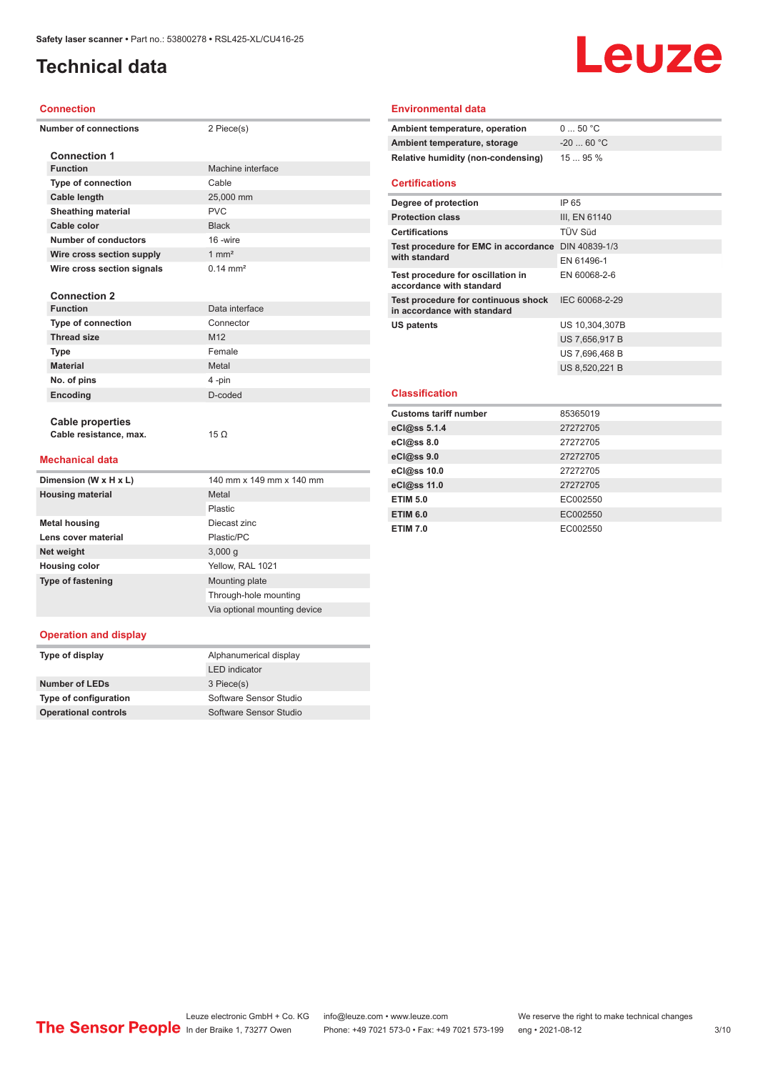# Technical data

## Connection

| Number of connections | 2 Piece(s) |
|---|---|

### Connection 1

| Function | Machine interface |
|---|---|
| Type of connection | Cable |
| Cable length | 25,000 mm |
| Sheathing material | PVC |
| Cable color | Black |
| Number of conductors | 16 -wire |
| Wire cross section supply | 1 mm² |
| Wire cross section signals | 0.14 mm² |

### Connection 2

| Function | Data interface |
|---|---|
| Type of connection | Connector |
| Thread size | M12 |
| Type | Female |
| Material | Metal |
| No. of pins | 4 -pin |
| Encoding | D-coded |

### Cable properties

| Cable resistance, max. | 15 Ω |
|---|---|

## Mechanical data

| Dimension (W x H x L) | 140 mm x 149 mm x 140 mm |
|---|---|
| Housing material | Metal |
| | Plastic |
| Metal housing | Diecast zinc |
| Lens cover material | Plastic/PC |
| Net weight | 3,000 g |
| Housing color | Yellow, RAL 1021 |
| Type of fastening | Mounting plate |
| | Through-hole mounting |
| | Via optional mounting device |

## Operation and display

| Type of display | Alphanumerical display |
|---|---|
| | LED indicator |
| Number of LEDs | 3 Piece(s) |
| Type of configuration | Software Sensor Studio |
| Operational controls | Software Sensor Studio |

## Environmental data

| Ambient temperature, operation | 0 ... 50 °C |
|---|---|
| Ambient temperature, storage | -20 ... 60 °C |
| Relative humidity (non-condensing) | 15 ... 95 % |

## Certifications

| Degree of protection | IP 65 |
|---|---|
| Protection class | III, EN 61140 |
| Certifications | TÜV Süd |
| Test procedure for EMC in accordance with standard | DIN 40839-1/3 |
| | EN 61496-1 |
| Test procedure for oscillation in accordance with standard | EN 60068-2-6 |
| Test procedure for continuous shock in accordance with standard | IEC 60068-2-29 |
| US patents | US 10,304,307B |
| | US 7,656,917 B |
| | US 7,696,468 B |
| | US 8,520,221 B |

## Classification

| Customs tariff number | 85365019 |
|---|---|
| eCl@ss 5.1.4 | 27272705 |
| eCl@ss 8.0 | 27272705 |
| eCl@ss 9.0 | 27272705 |
| eCl@ss 10.0 | 27272705 |
| eCl@ss 11.0 | 27272705 |
| ETIM 5.0 | EC002550 |
| ETIM 6.0 | EC002550 |
| ETIM 7.0 | EC002550 |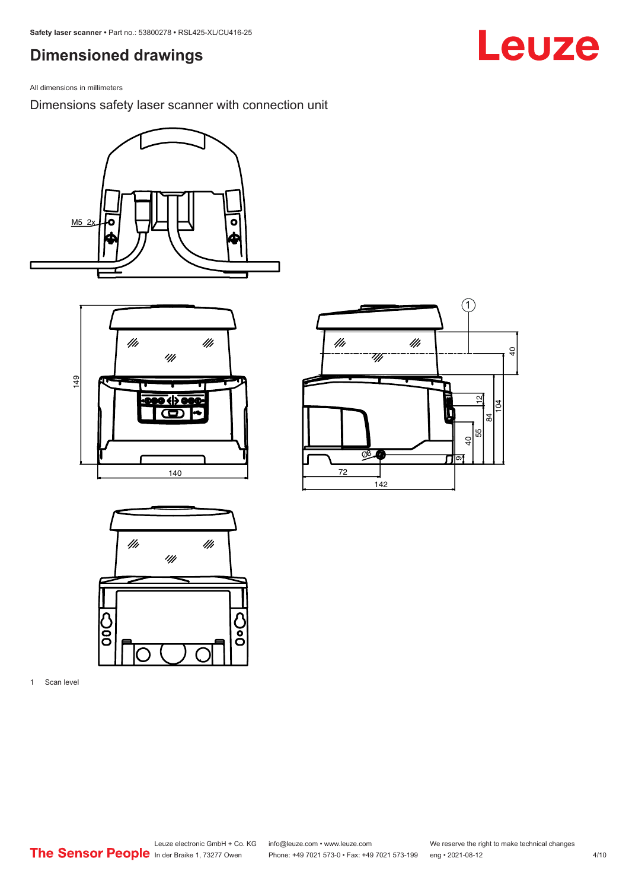## Dimensioned drawings

All dimensions in millimeters

Dimensions safety laser scanner with connection unit

1 Scan level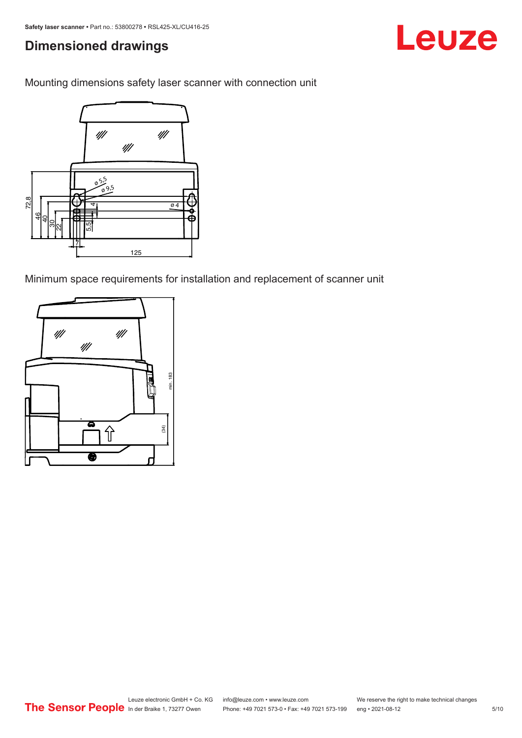## Dimensioned drawings

Mounting dimensions safety laser scanner with connection unit

Minimum space requirements for installation and replacement of scanner unit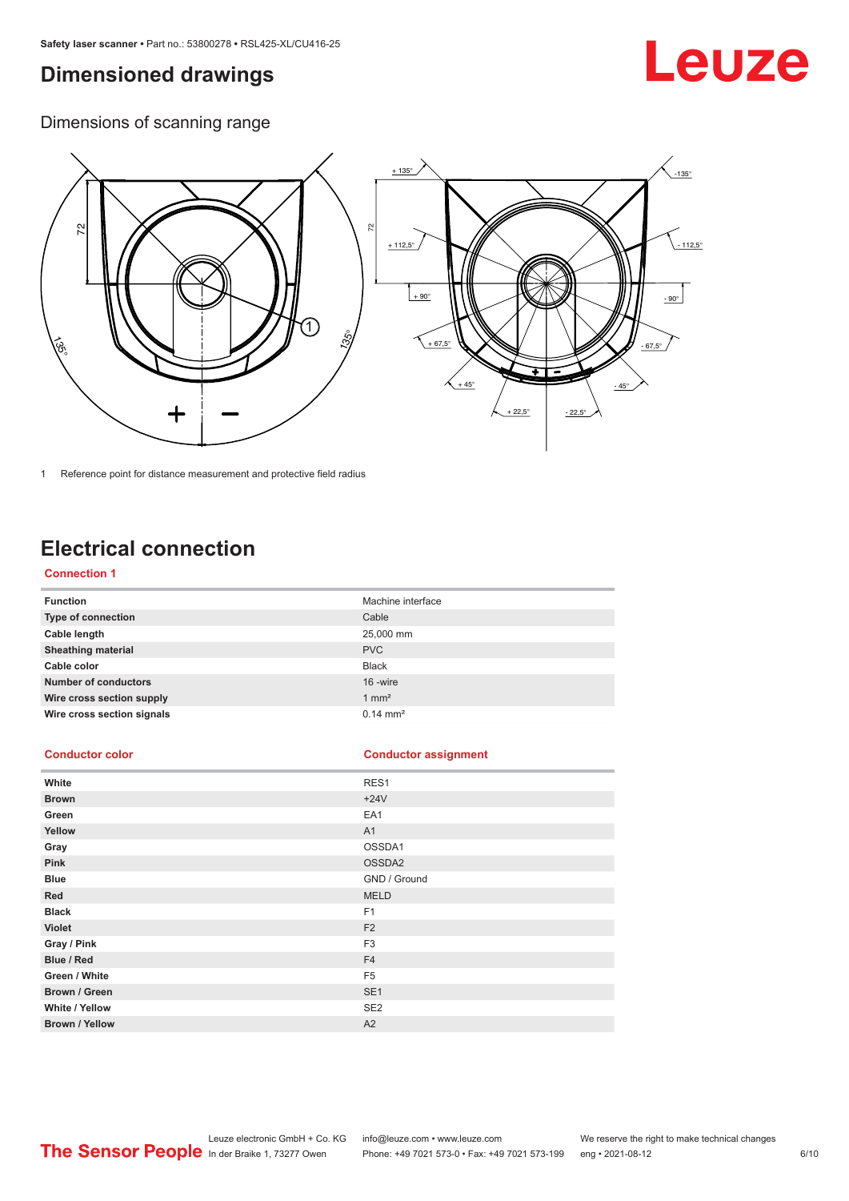# Dimensioned drawings

## Dimensions of scanning range

1 Reference point for distance measurement and protective field radius

# Electrical connection

### Connection 1

| Function | Machine interface |
|---|---|
| Type of connection | Cable |
| Cable length | 25,000 mm |
| Sheathing material | PVC |
| Cable color | Black |
| Number of conductors | 16 -wire |
| Wire cross section supply | 1 mm² |
| Wire cross section signals | 0.14 mm² |

| Conductor color | Conductor assignment |
|---|---|
| White | RES1 |
| Brown | +24V |
| Green | EA1 |
| Yellow | A1 |
| Gray | OSSDA1 |
| Pink | OSSDA2 |
| Blue | GND / Ground |
| Red | MELD |
| Black | F1 |
| Violet | F2 |
| Gray / Pink | F3 |
| Blue / Red | F4 |
| Green / White | F5 |
| Brown / Green | SE1 |
| White / Yellow | SE2 |
| Brown / Yellow | A2 |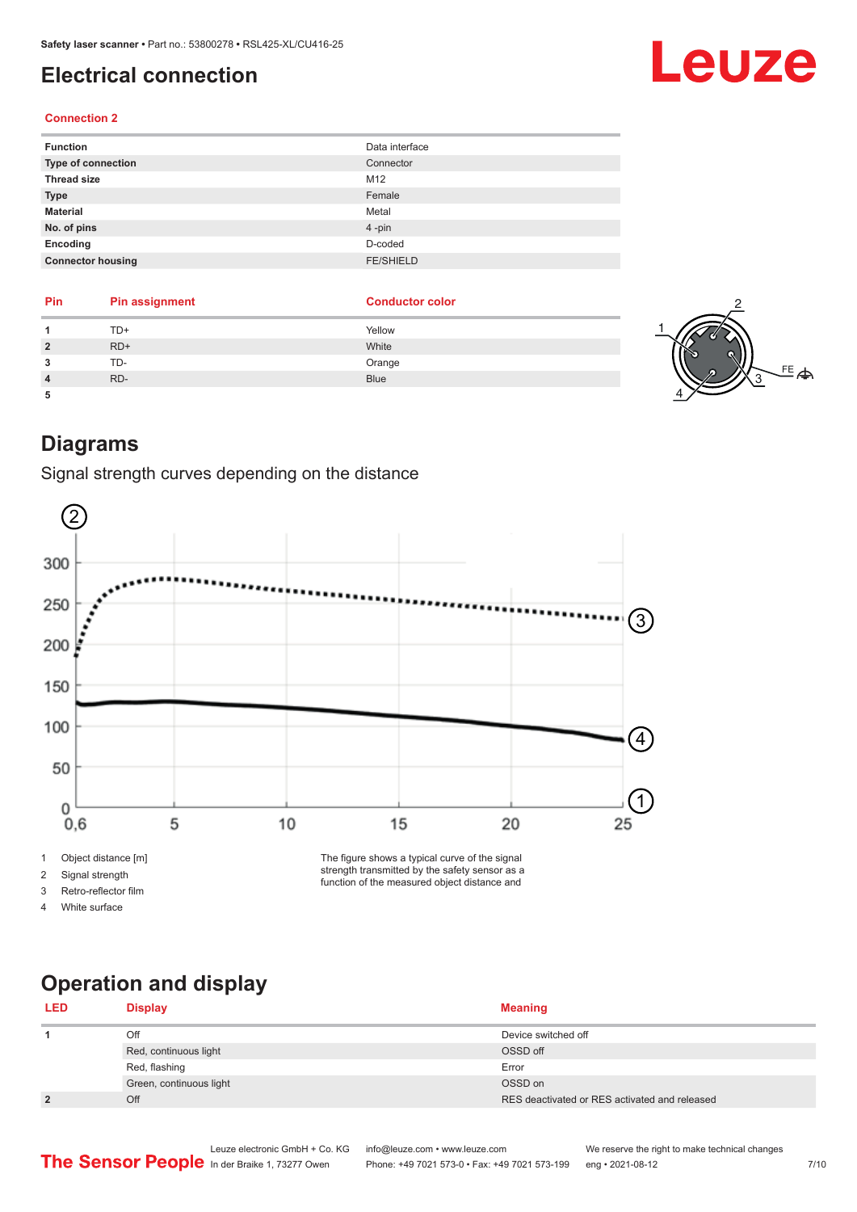# Electrical connection

### Connection 2

| Function | Data interface |
|---|---|
| Type of connection | Connector |
| Thread size | M12 |
| Type | Female |
| Material | Metal |
| No. of pins | 4 -pin |
| Encoding | D-coded |
| Connector housing | FE/SHIELD |

| Pin | Pin assignment | Conductor color |
|---|---|---|
| 1 | TD+ | Yellow |
| 2 | RD+ | White |
| 3 | TD- | Orange |
| 4 | RD- | Blue |
| 5 | | |

# Diagrams

## Signal strength curves depending on the distance

1 Object distance [m]
2 Signal strength
3 Retro-reflector film
4 White surface

The figure shows a typical curve of the signal strength transmitted by the safety sensor as a function of the measured object distance and

# Operation and display

| LED | Display | Meaning |
|---|---|---|
| 1 | Off | Device switched off |
| | Red, continuous light | OSSD off |
| | Red, flashing | Error |
| | Green, continuous light | OSSD on |
| 2 | Off | RES deactivated or RES activated and released |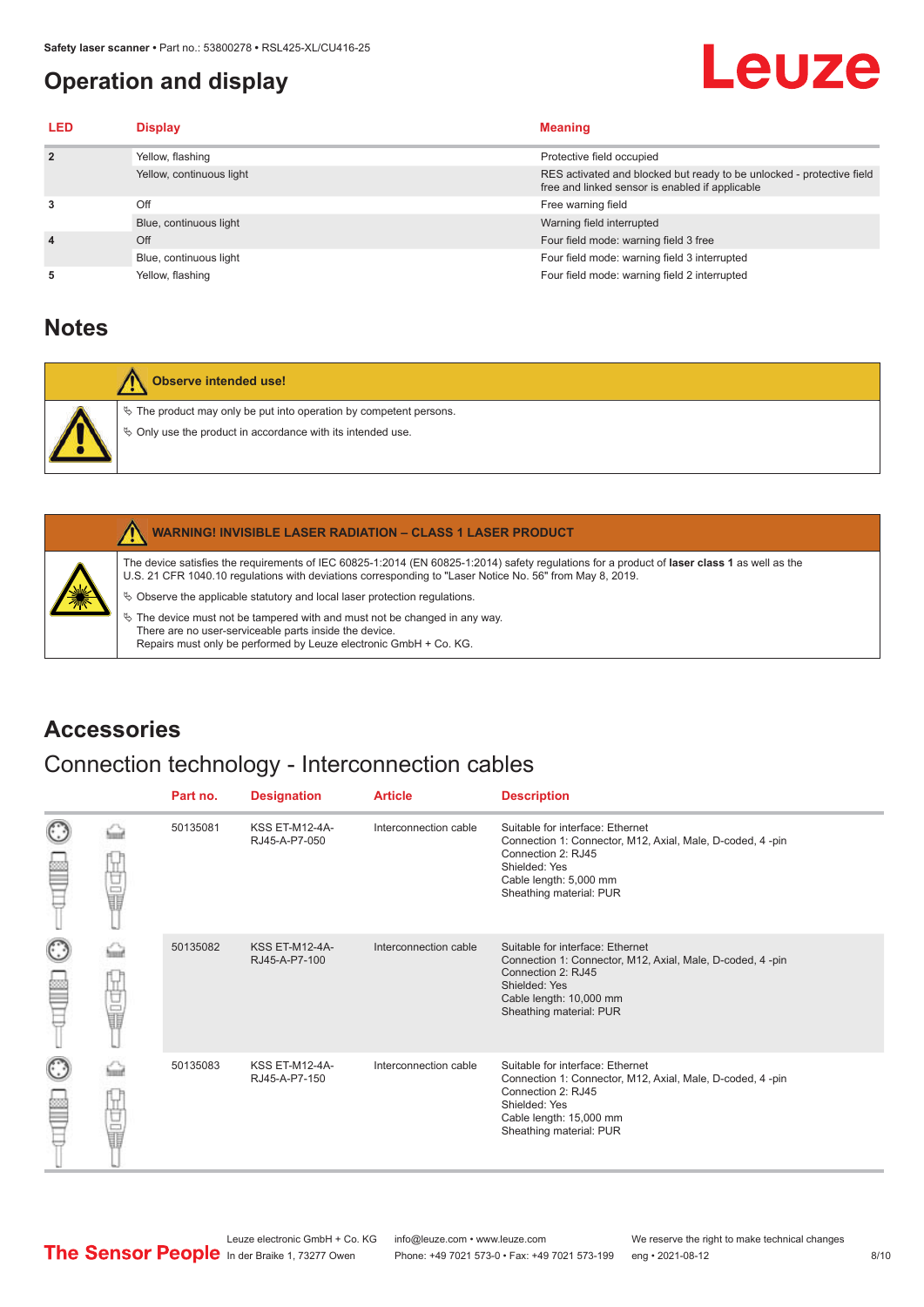## Operation and display

| LED | Display | Meaning |
|---|---|---|
| 2 | Yellow, flashing | Protective field occupied |
| | Yellow, continuous light | RES activated and blocked but ready to be unlocked - protective field free and linked sensor is enabled if applicable |
| 3 | Off | Free warning field |
| | Blue, continuous light | Warning field interrupted |
| 4 | Off | Four field mode: warning field 3 free |
| | Blue, continuous light | Four field mode: warning field 3 interrupted |
| 5 | Yellow, flashing | Four field mode: warning field 2 interrupted |

## Notes

**Observe intended use!**

- The product may only be put into operation by competent persons.
- Only use the product in accordance with its intended use.

**WARNING! INVISIBLE LASER RADIATION – CLASS 1 LASER PRODUCT**

The device satisfies the requirements of IEC 60825-1:2014 (EN 60825-1:2014) safety regulations for a product of **laser class 1** as well as the U.S. 21 CFR 1040.10 regulations with deviations corresponding to "Laser Notice No. 56" from May 8, 2019.

- Observe the applicable statutory and local laser protection regulations.
- The device must not be tampered with and must not be changed in any way.
  There are no user-serviceable parts inside the device.
  Repairs must only be performed by Leuze electronic GmbH + Co. KG.

## Accessories

### Connection technology - Interconnection cables

| Part no. | Designation | Article | Description |
|---|---|---|---|
| 50135081 | KSS ET-M12-4A-RJ45-A-P7-050 | Interconnection cable | Suitable for interface: Ethernet<br>Connection 1: Connector, M12, Axial, Male, D-coded, 4 -pin<br>Connection 2: RJ45<br>Shielded: Yes<br>Cable length: 5,000 mm<br>Sheathing material: PUR |
| 50135082 | KSS ET-M12-4A-RJ45-A-P7-100 | Interconnection cable | Suitable for interface: Ethernet<br>Connection 1: Connector, M12, Axial, Male, D-coded, 4 -pin<br>Connection 2: RJ45<br>Shielded: Yes<br>Cable length: 10,000 mm<br>Sheathing material: PUR |
| 50135083 | KSS ET-M12-4A-RJ45-A-P7-150 | Interconnection cable | Suitable for interface: Ethernet<br>Connection 1: Connector, M12, Axial, Male, D-coded, 4 -pin<br>Connection 2: RJ45<br>Shielded: Yes<br>Cable length: 15,000 mm<br>Sheathing material: PUR |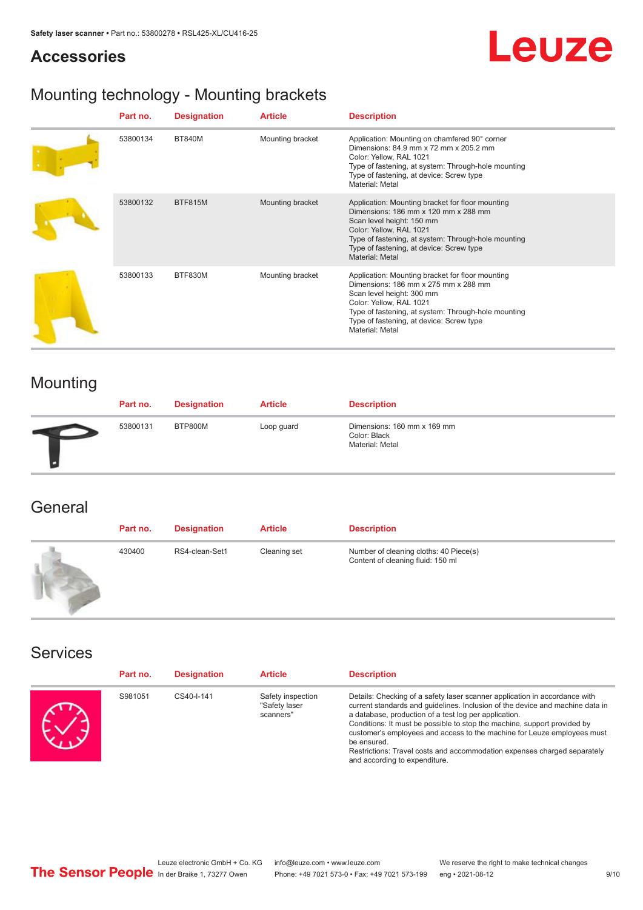## Accessories

## Mounting technology - Mounting brackets

| | Part no. | Designation | Article | Description |
|---|---|---|---|---|
| | 53800134 | BT840M | Mounting bracket | Application: Mounting on chamfered 90° corner<br>Dimensions: 84.9 mm x 72 mm x 205.2 mm<br>Color: Yellow, RAL 1021<br>Type of fastening, at system: Through-hole mounting<br>Type of fastening, at device: Screw type<br>Material: Metal |
| | 53800132 | BTF815M | Mounting bracket | Application: Mounting bracket for floor mounting<br>Dimensions: 186 mm x 120 mm x 288 mm<br>Scan level height: 150 mm<br>Color: Yellow, RAL 1021<br>Type of fastening, at system: Through-hole mounting<br>Type of fastening, at device: Screw type<br>Material: Metal |
| | 53800133 | BTF830M | Mounting bracket | Application: Mounting bracket for floor mounting<br>Dimensions: 186 mm x 275 mm x 288 mm<br>Scan level height: 300 mm<br>Color: Yellow, RAL 1021<br>Type of fastening, at system: Through-hole mounting<br>Type of fastening, at device: Screw type<br>Material: Metal |

## Mounting

| | Part no. | Designation | Article | Description |
|---|---|---|---|---|
| | 53800131 | BTP800M | Loop guard | Dimensions: 160 mm x 169 mm<br>Color: Black<br>Material: Metal |

## General

| | Part no. | Designation | Article | Description |
|---|---|---|---|---|
| | 430400 | RS4-clean-Set1 | Cleaning set | Number of cleaning cloths: 40 Piece(s)<br>Content of cleaning fluid: 150 ml |

## Services

| | Part no. | Designation | Article | Description |
|---|---|---|---|---|
| | S981051 | CS40-I-141 | Safety inspection "Safety laser scanners" | Details: Checking of a safety laser scanner application in accordance with current standards and guidelines. Inclusion of the device and machine data in a database, production of a test log per application.<br>Conditions: It must be possible to stop the machine, support provided by customer's employees and access to the machine for Leuze employees must be ensured.<br>Restrictions: Travel costs and accommodation expenses charged separately and according to expenditure. |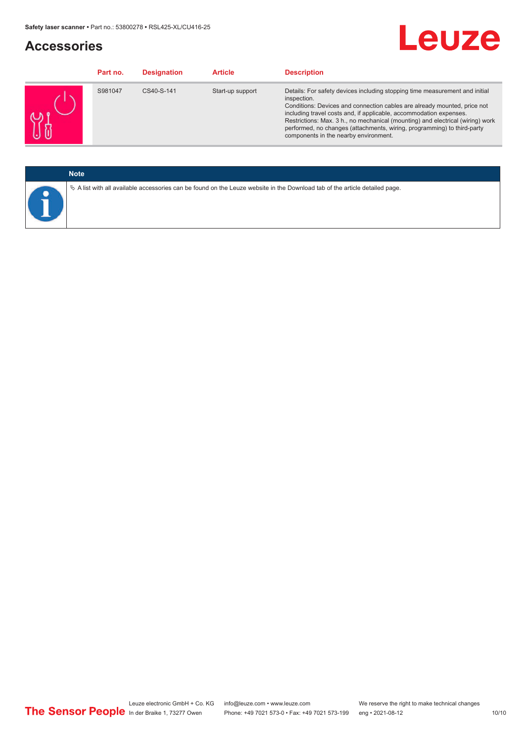## Accessories

| | Part no. | Designation | Article | Description |
|---|---|---|---|---|
| | S981047 | CS40-S-141 | Start-up support | Details: For safety devices including stopping time measurement and initial inspection.<br>Conditions: Devices and connection cables are already mounted, price not including travel costs and, if applicable, accommodation expenses.<br>Restrictions: Max. 3 h., no mechanical (mounting) and electrical (wiring) work performed, no changes (attachments, wiring, programming) to third-party components in the nearby environment. |

**Note**

✎ A list with all available accessories can be found on the Leuze website in the Download tab of the article detailed page.

The Sensor People

Leuze electronic GmbH + Co. KG
In der Braike 1, 73277 Owen

info@leuze.com • www.leuze.com
Phone: +49 7021 573-0 • Fax: +49 7021 573-199

We reserve the right to make technical changes
eng • 2021-08-12